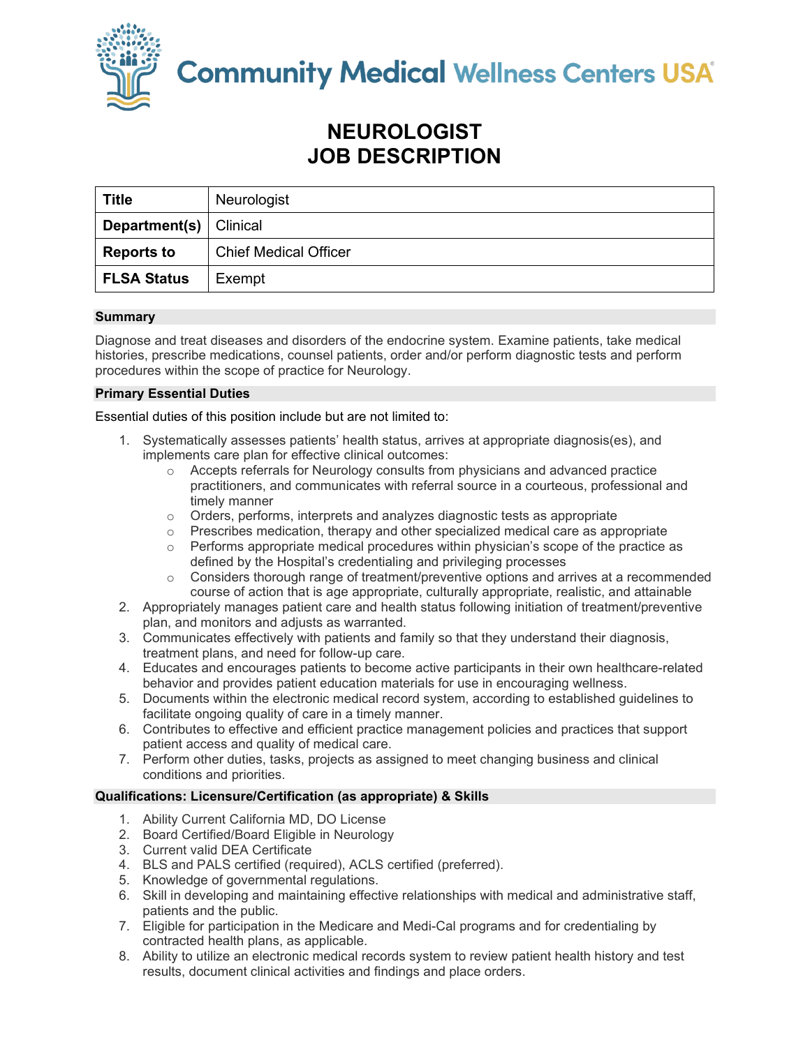Community Medical Wellness Centers USA

# NEUROLOGIST
# JOB DESCRIPTION

| **Title** | Neurologist |
|---|---|
| **Department(s)** | Clinical |
| **Reports to** | Chief Medical Officer |
| **FLSA Status** | Exempt |

## Summary

Diagnose and treat diseases and disorders of the endocrine system. Examine patients, take medical histories, prescribe medications, counsel patients, order and/or perform diagnostic tests and perform procedures within the scope of practice for Neurology.

## Primary Essential Duties

Essential duties of this position include but are not limited to:

1. Systematically assesses patients' health status, arrives at appropriate diagnosis(es), and implements care plan for effective clinical outcomes:
   - Accepts referrals for Neurology consults from physicians and advanced practice practitioners, and communicates with referral source in a courteous, professional and timely manner
   - Orders, performs, interprets and analyzes diagnostic tests as appropriate
   - Prescribes medication, therapy and other specialized medical care as appropriate
   - Performs appropriate medical procedures within physician's scope of the practice as defined by the Hospital's credentialing and privileging processes
   - Considers thorough range of treatment/preventive options and arrives at a recommended course of action that is age appropriate, culturally appropriate, realistic, and attainable
2. Appropriately manages patient care and health status following initiation of treatment/preventive plan, and monitors and adjusts as warranted.
3. Communicates effectively with patients and family so that they understand their diagnosis, treatment plans, and need for follow-up care.
4. Educates and encourages patients to become active participants in their own healthcare-related behavior and provides patient education materials for use in encouraging wellness.
5. Documents within the electronic medical record system, according to established guidelines to facilitate ongoing quality of care in a timely manner.
6. Contributes to effective and efficient practice management policies and practices that support patient access and quality of medical care.
7. Perform other duties, tasks, projects as assigned to meet changing business and clinical conditions and priorities.

## Qualifications: Licensure/Certification (as appropriate) & Skills

1. Ability Current California MD, DO License
2. Board Certified/Board Eligible in Neurology
3. Current valid DEA Certificate
4. BLS and PALS certified (required), ACLS certified (preferred).
5. Knowledge of governmental regulations.
6. Skill in developing and maintaining effective relationships with medical and administrative staff, patients and the public.
7. Eligible for participation in the Medicare and Medi-Cal programs and for credentialing by contracted health plans, as applicable.
8. Ability to utilize an electronic medical records system to review patient health history and test results, document clinical activities and findings and place orders.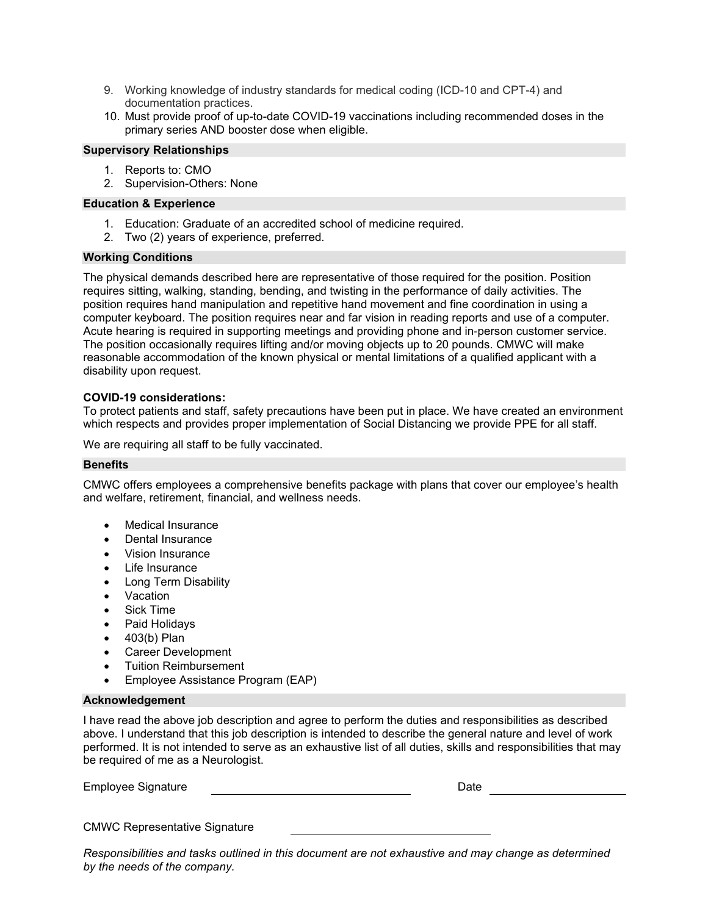9. Working knowledge of industry standards for medical coding (ICD-10 and CPT-4) and documentation practices.
10. Must provide proof of up-to-date COVID-19 vaccinations including recommended doses in the primary series AND booster dose when eligible.

## Supervisory Relationships

1. Reports to: CMO
2. Supervision-Others: None

## Education & Experience

1. Education: Graduate of an accredited school of medicine required.
2. Two (2) years of experience, preferred.

## Working Conditions

The physical demands described here are representative of those required for the position. Position requires sitting, walking, standing, bending, and twisting in the performance of daily activities. The position requires hand manipulation and repetitive hand movement and fine coordination in using a computer keyboard. The position requires near and far vision in reading reports and use of a computer. Acute hearing is required in supporting meetings and providing phone and in-person customer service. The position occasionally requires lifting and/or moving objects up to 20 pounds. CMWC will make reasonable accommodation of the known physical or mental limitations of a qualified applicant with a disability upon request.

**COVID-19 considerations:**
To protect patients and staff, safety precautions have been put in place. We have created an environment which respects and provides proper implementation of Social Distancing we provide PPE for all staff.

We are requiring all staff to be fully vaccinated.

## Benefits

CMWC offers employees a comprehensive benefits package with plans that cover our employee's health and welfare, retirement, financial, and wellness needs.

- Medical Insurance
- Dental Insurance
- Vision Insurance
- Life Insurance
- Long Term Disability
- Vacation
- Sick Time
- Paid Holidays
- 403(b) Plan
- Career Development
- Tuition Reimbursement
- Employee Assistance Program (EAP)

## Acknowledgement

I have read the above job description and agree to perform the duties and responsibilities as described above. I understand that this job description is intended to describe the general nature and level of work performed. It is not intended to serve as an exhaustive list of all duties, skills and responsibilities that may be required of me as a Neurologist.

Employee Signature ______________________________ Date ____________________

CMWC Representative Signature ______________________________

*Responsibilities and tasks outlined in this document are not exhaustive and may change as determined by the needs of the company.*